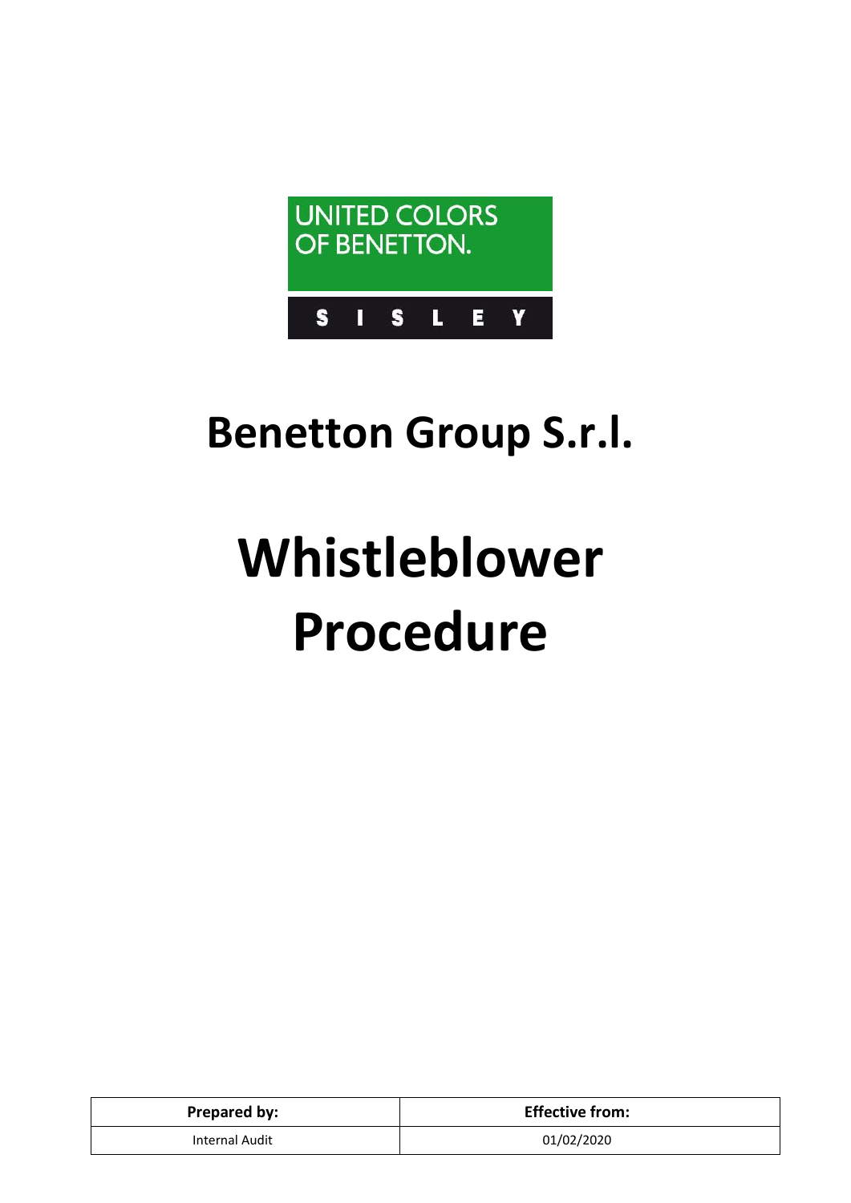UNITED COLORS OF BENETTON.

SISLEY

# Benetton Group S.r.l.

# Whistleblower Procedure

| **Prepared by:** | **Effective from:** |
| --- | --- |
| Internal Audit | 01/02/2020 |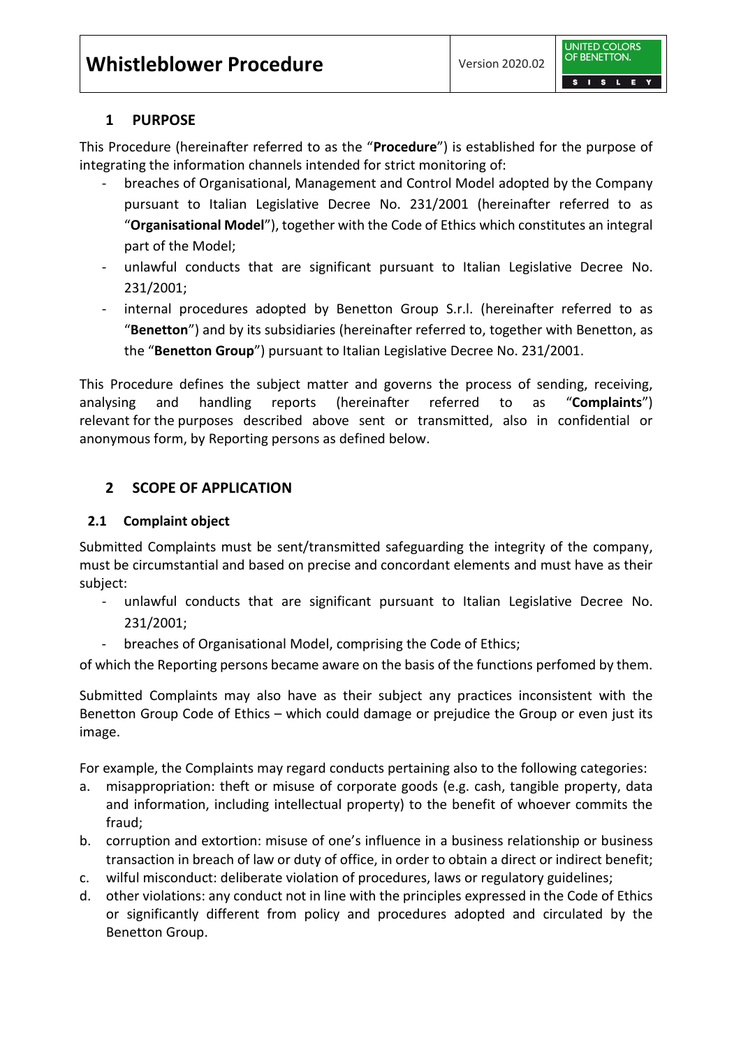## 1 PURPOSE

This Procedure (hereinafter referred to as the "**Procedure**") is established for the purpose of integrating the information channels intended for strict monitoring of:

- breaches of Organisational, Management and Control Model adopted by the Company pursuant to Italian Legislative Decree No. 231/2001 (hereinafter referred to as "**Organisational Model**"), together with the Code of Ethics which constitutes an integral part of the Model;
- unlawful conducts that are significant pursuant to Italian Legislative Decree No. 231/2001;
- internal procedures adopted by Benetton Group S.r.l. (hereinafter referred to as "**Benetton**") and by its subsidiaries (hereinafter referred to, together with Benetton, as the "**Benetton Group**") pursuant to Italian Legislative Decree No. 231/2001.

This Procedure defines the subject matter and governs the process of sending, receiving, analysing and handling reports (hereinafter referred to as "**Complaints**") relevant for the purposes described above sent or transmitted, also in confidential or anonymous form, by Reporting persons as defined below.

## 2 SCOPE OF APPLICATION

### 2.1 Complaint object

Submitted Complaints must be sent/transmitted safeguarding the integrity of the company, must be circumstantial and based on precise and concordant elements and must have as their subject:

- unlawful conducts that are significant pursuant to Italian Legislative Decree No. 231/2001;
- breaches of Organisational Model, comprising the Code of Ethics;

of which the Reporting persons became aware on the basis of the functions perfomed by them.

Submitted Complaints may also have as their subject any practices inconsistent with the Benetton Group Code of Ethics – which could damage or prejudice the Group or even just its image.

For example, the Complaints may regard conducts pertaining also to the following categories:

a. misappropriation: theft or misuse of corporate goods (e.g. cash, tangible property, data and information, including intellectual property) to the benefit of whoever commits the fraud;
b. corruption and extortion: misuse of one's influence in a business relationship or business transaction in breach of law or duty of office, in order to obtain a direct or indirect benefit;
c. wilful misconduct: deliberate violation of procedures, laws or regulatory guidelines;
d. other violations: any conduct not in line with the principles expressed in the Code of Ethics or significantly different from policy and procedures adopted and circulated by the Benetton Group.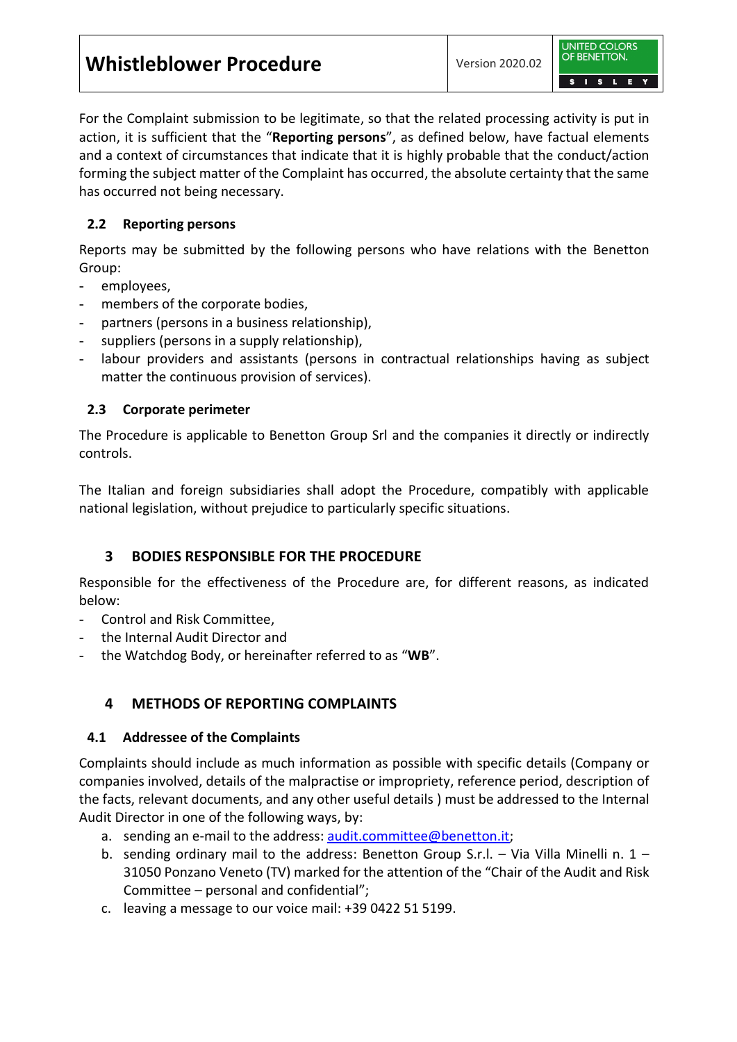For the Complaint submission to be legitimate, so that the related processing activity is put in action, it is sufficient that the "**Reporting persons**", as defined below, have factual elements and a context of circumstances that indicate that it is highly probable that the conduct/action forming the subject matter of the Complaint has occurred, the absolute certainty that the same has occurred not being necessary.

### 2.2 Reporting persons

Reports may be submitted by the following persons who have relations with the Benetton Group:

- employees,
- members of the corporate bodies,
- partners (persons in a business relationship),
- suppliers (persons in a supply relationship),
- labour providers and assistants (persons in contractual relationships having as subject matter the continuous provision of services).

### 2.3 Corporate perimeter

The Procedure is applicable to Benetton Group Srl and the companies it directly or indirectly controls.

The Italian and foreign subsidiaries shall adopt the Procedure, compatibly with applicable national legislation, without prejudice to particularly specific situations.

## 3 BODIES RESPONSIBLE FOR THE PROCEDURE

Responsible for the effectiveness of the Procedure are, for different reasons, as indicated below:

- Control and Risk Committee,
- the Internal Audit Director and
- the Watchdog Body, or hereinafter referred to as "**WB**".

## 4 METHODS OF REPORTING COMPLAINTS

### 4.1 Addressee of the Complaints

Complaints should include as much information as possible with specific details (Company or companies involved, details of the malpractise or impropriety, reference period, description of the facts, relevant documents, and any other useful details ) must be addressed to the Internal Audit Director in one of the following ways, by:

a. sending an e-mail to the address: audit.committee@benetton.it;
b. sending ordinary mail to the address: Benetton Group S.r.l. – Via Villa Minelli n. 1 – 31050 Ponzano Veneto (TV) marked for the attention of the "Chair of the Audit and Risk Committee – personal and confidential";
c. leaving a message to our voice mail: +39 0422 51 5199.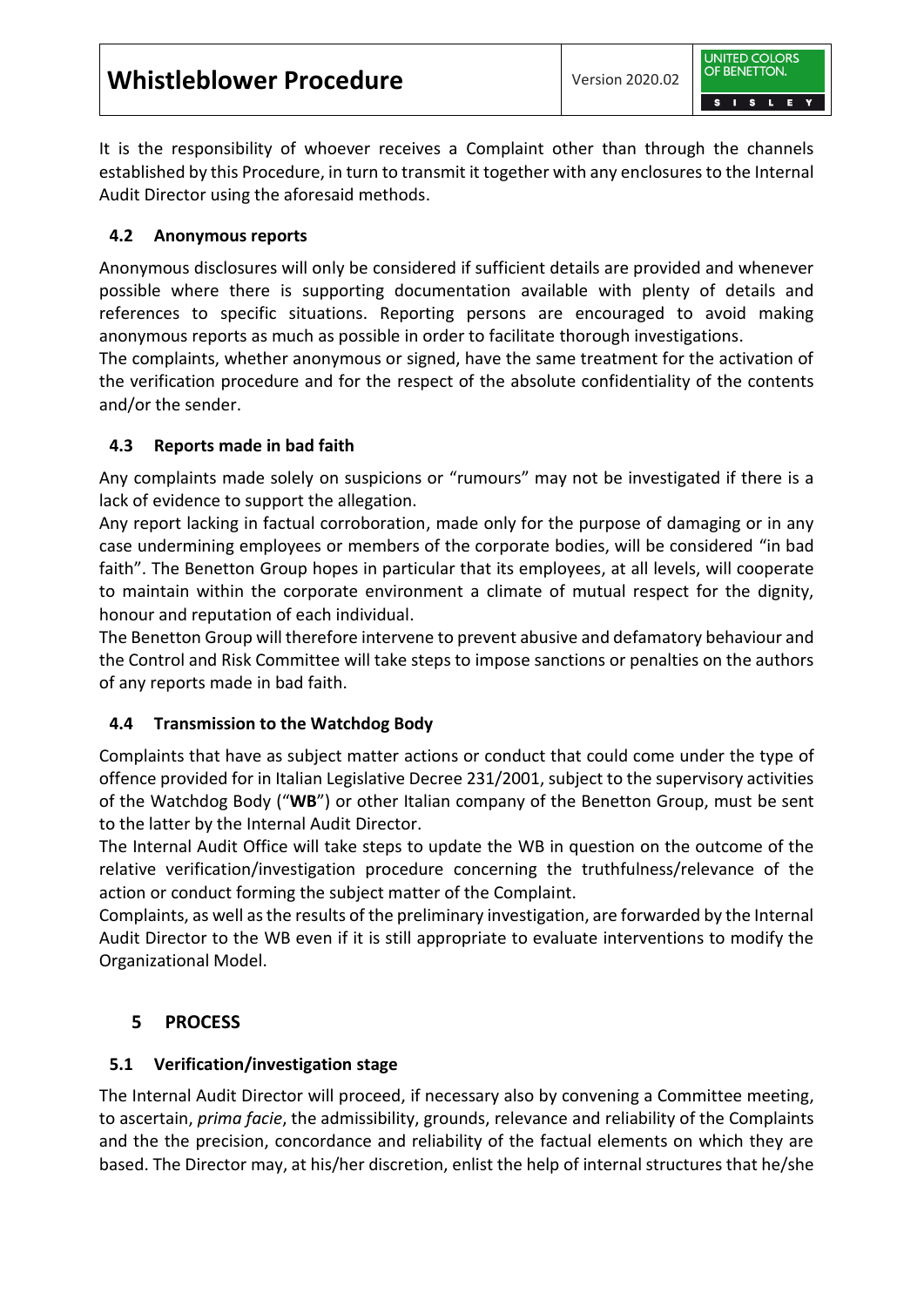It is the responsibility of whoever receives a Complaint other than through the channels established by this Procedure, in turn to transmit it together with any enclosures to the Internal Audit Director using the aforesaid methods.

### 4.2 Anonymous reports

Anonymous disclosures will only be considered if sufficient details are provided and whenever possible where there is supporting documentation available with plenty of details and references to specific situations. Reporting persons are encouraged to avoid making anonymous reports as much as possible in order to facilitate thorough investigations.
The complaints, whether anonymous or signed, have the same treatment for the activation of the verification procedure and for the respect of the absolute confidentiality of the contents and/or the sender.

### 4.3 Reports made in bad faith

Any complaints made solely on suspicions or "rumours" may not be investigated if there is a lack of evidence to support the allegation.
Any report lacking in factual corroboration, made only for the purpose of damaging or in any case undermining employees or members of the corporate bodies, will be considered "in bad faith". The Benetton Group hopes in particular that its employees, at all levels, will cooperate to maintain within the corporate environment a climate of mutual respect for the dignity, honour and reputation of each individual.
The Benetton Group will therefore intervene to prevent abusive and defamatory behaviour and the Control and Risk Committee will take steps to impose sanctions or penalties on the authors of any reports made in bad faith.

### 4.4 Transmission to the Watchdog Body

Complaints that have as subject matter actions or conduct that could come under the type of offence provided for in Italian Legislative Decree 231/2001, subject to the supervisory activities of the Watchdog Body ("**WB**") or other Italian company of the Benetton Group, must be sent to the latter by the Internal Audit Director.
The Internal Audit Office will take steps to update the WB in question on the outcome of the relative verification/investigation procedure concerning the truthfulness/relevance of the action or conduct forming the subject matter of the Complaint.
Complaints, as well as the results of the preliminary investigation, are forwarded by the Internal Audit Director to the WB even if it is still appropriate to evaluate interventions to modify the Organizational Model.

## 5 PROCESS

### 5.1 Verification/investigation stage

The Internal Audit Director will proceed, if necessary also by convening a Committee meeting, to ascertain, *prima facie*, the admissibility, grounds, relevance and reliability of the Complaints and the the precision, concordance and reliability of the factual elements on which they are based. The Director may, at his/her discretion, enlist the help of internal structures that he/she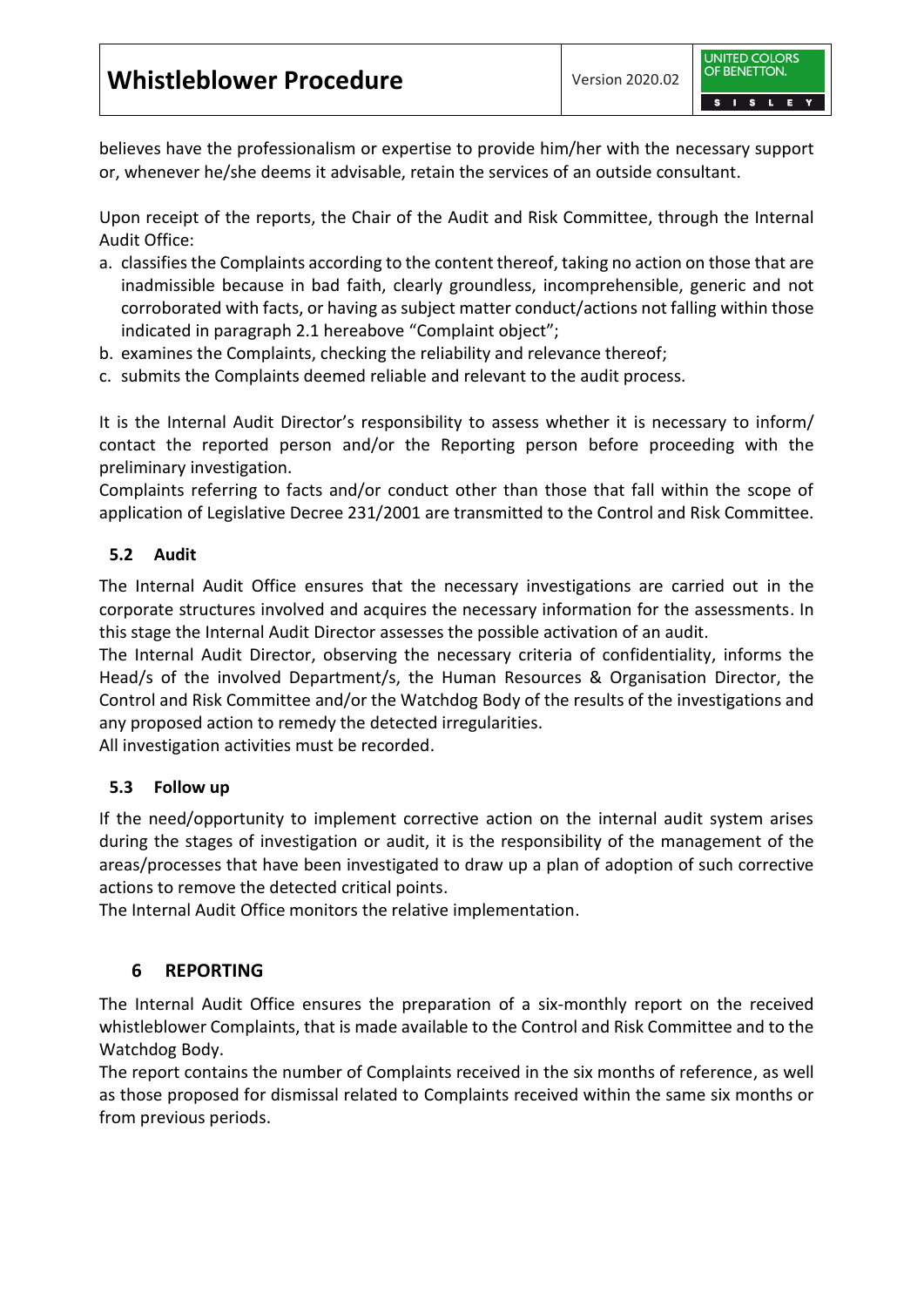believes have the professionalism or expertise to provide him/her with the necessary support or, whenever he/she deems it advisable, retain the services of an outside consultant.

Upon receipt of the reports, the Chair of the Audit and Risk Committee, through the Internal Audit Office:

a. classifies the Complaints according to the content thereof, taking no action on those that are inadmissible because in bad faith, clearly groundless, incomprehensible, generic and not corroborated with facts, or having as subject matter conduct/actions not falling within those indicated in paragraph 2.1 hereabove "Complaint object";
b. examines the Complaints, checking the reliability and relevance thereof;
c. submits the Complaints deemed reliable and relevant to the audit process.

It is the Internal Audit Director's responsibility to assess whether it is necessary to inform/ contact the reported person and/or the Reporting person before proceeding with the preliminary investigation.
Complaints referring to facts and/or conduct other than those that fall within the scope of application of Legislative Decree 231/2001 are transmitted to the Control and Risk Committee.

### 5.2 Audit

The Internal Audit Office ensures that the necessary investigations are carried out in the corporate structures involved and acquires the necessary information for the assessments. In this stage the Internal Audit Director assesses the possible activation of an audit.
The Internal Audit Director, observing the necessary criteria of confidentiality, informs the Head/s of the involved Department/s, the Human Resources & Organisation Director, the Control and Risk Committee and/or the Watchdog Body of the results of the investigations and any proposed action to remedy the detected irregularities.
All investigation activities must be recorded.

### 5.3 Follow up

If the need/opportunity to implement corrective action on the internal audit system arises during the stages of investigation or audit, it is the responsibility of the management of the areas/processes that have been investigated to draw up a plan of adoption of such corrective actions to remove the detected critical points.
The Internal Audit Office monitors the relative implementation.

## 6 REPORTING

The Internal Audit Office ensures the preparation of a six-monthly report on the received whistleblower Complaints, that is made available to the Control and Risk Committee and to the Watchdog Body.
The report contains the number of Complaints received in the six months of reference, as well as those proposed for dismissal related to Complaints received within the same six months or from previous periods.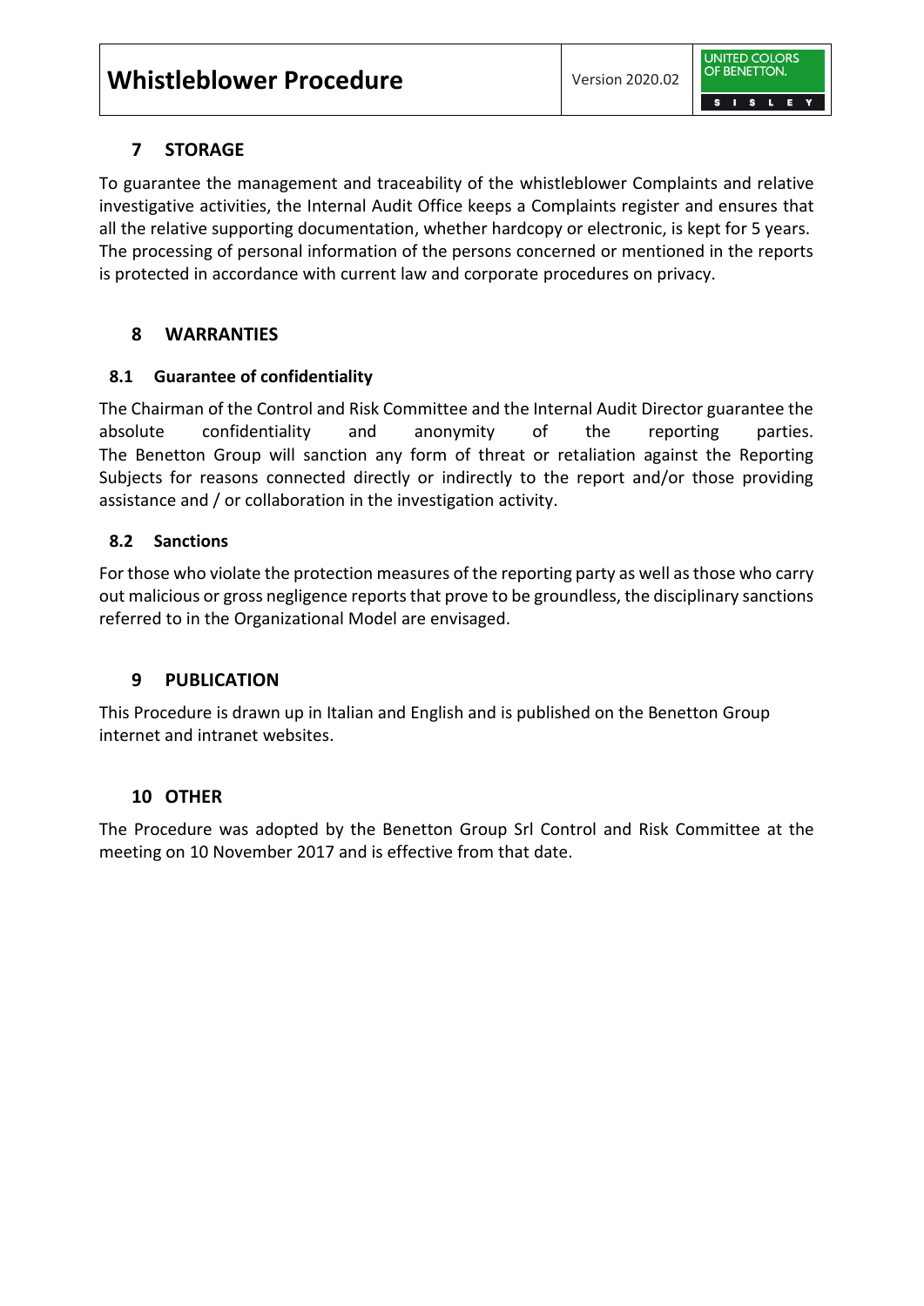## 7 STORAGE

To guarantee the management and traceability of the whistleblower Complaints and relative investigative activities, the Internal Audit Office keeps a Complaints register and ensures that all the relative supporting documentation, whether hardcopy or electronic, is kept for 5 years. The processing of personal information of the persons concerned or mentioned in the reports is protected in accordance with current law and corporate procedures on privacy.

## 8 WARRANTIES

### 8.1 Guarantee of confidentiality

The Chairman of the Control and Risk Committee and the Internal Audit Director guarantee the absolute confidentiality and anonymity of the reporting parties.
The Benetton Group will sanction any form of threat or retaliation against the Reporting Subjects for reasons connected directly or indirectly to the report and/or those providing assistance and / or collaboration in the investigation activity.

### 8.2 Sanctions

For those who violate the protection measures of the reporting party as well as those who carry out malicious or gross negligence reports that prove to be groundless, the disciplinary sanctions referred to in the Organizational Model are envisaged.

## 9 PUBLICATION

This Procedure is drawn up in Italian and English and is published on the Benetton Group internet and intranet websites.

## 10 OTHER

The Procedure was adopted by the Benetton Group Srl Control and Risk Committee at the meeting on 10 November 2017 and is effective from that date.